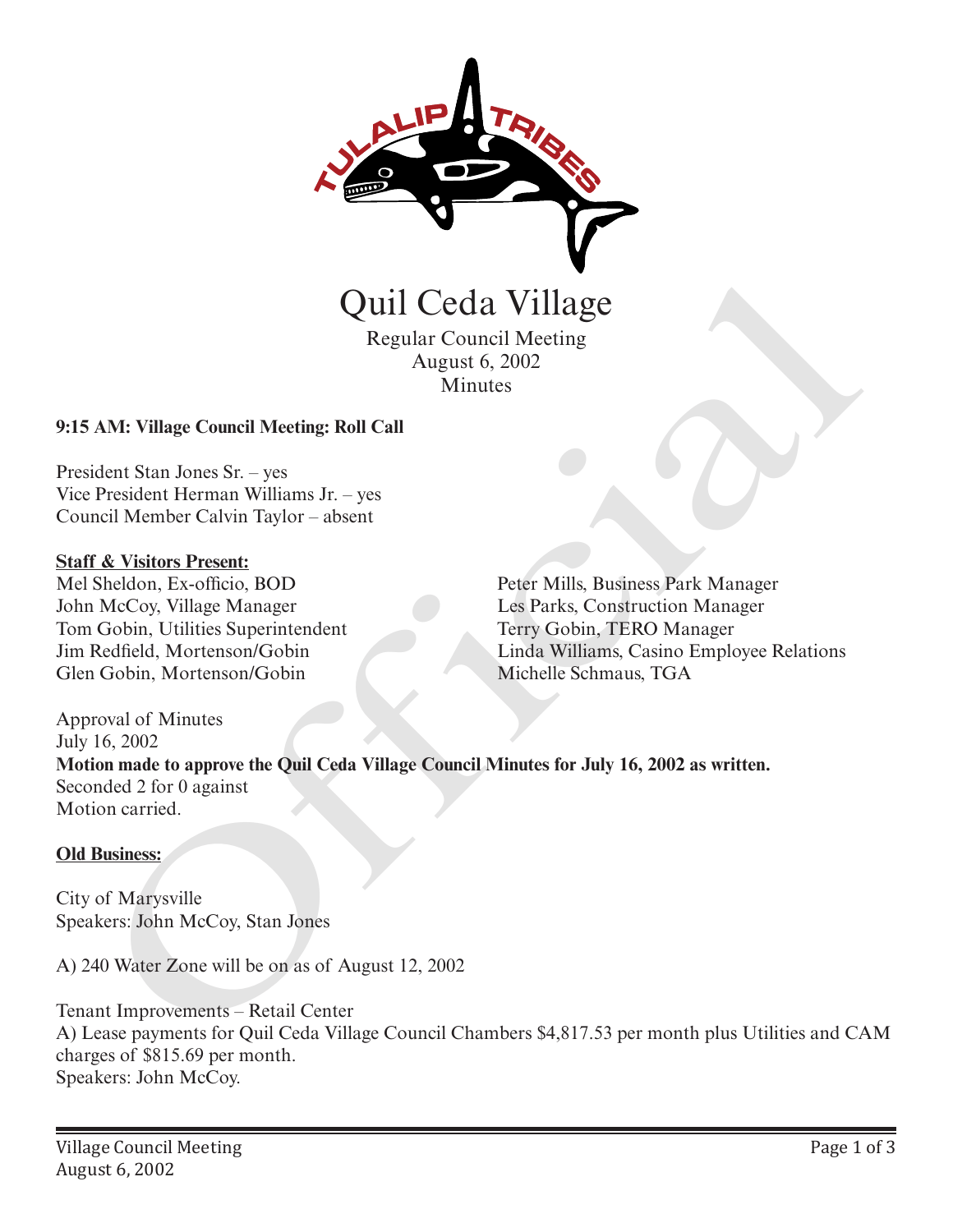# Quil Ceda Village

Regular Council Meeting
August 6, 2002
Minutes

**9:15 AM: Village Council Meeting: Roll Call**

President Stan Jones Sr. – yes
Vice President Herman Williams Jr. – yes
Council Member Calvin Taylor – absent

**Staff & Visitors Present:**

Mel Sheldon, Ex-officio, BOD
John McCoy, Village Manager
Tom Gobin, Utilities Superintendent
Jim Redfield, Mortenson/Gobin
Glen Gobin, Mortenson/Gobin
Peter Mills, Business Park Manager
Les Parks, Construction Manager
Terry Gobin, TERO Manager
Linda Williams, Casino Employee Relations
Michelle Schmaus, TGA

Approval of Minutes
July 16, 2002
**Motion made to approve the Quil Ceda Village Council Minutes for July 16, 2002 as written.**
Seconded 2 for 0 against
Motion carried.

**Old Business:**

City of Marysville
Speakers: John McCoy, Stan Jones

A) 240 Water Zone will be on as of August 12, 2002

Tenant Improvements – Retail Center
A) Lease payments for Quil Ceda Village Council Chambers $4,817.53 per month plus Utilities and CAM charges of $815.69 per month.
Speakers: John McCoy.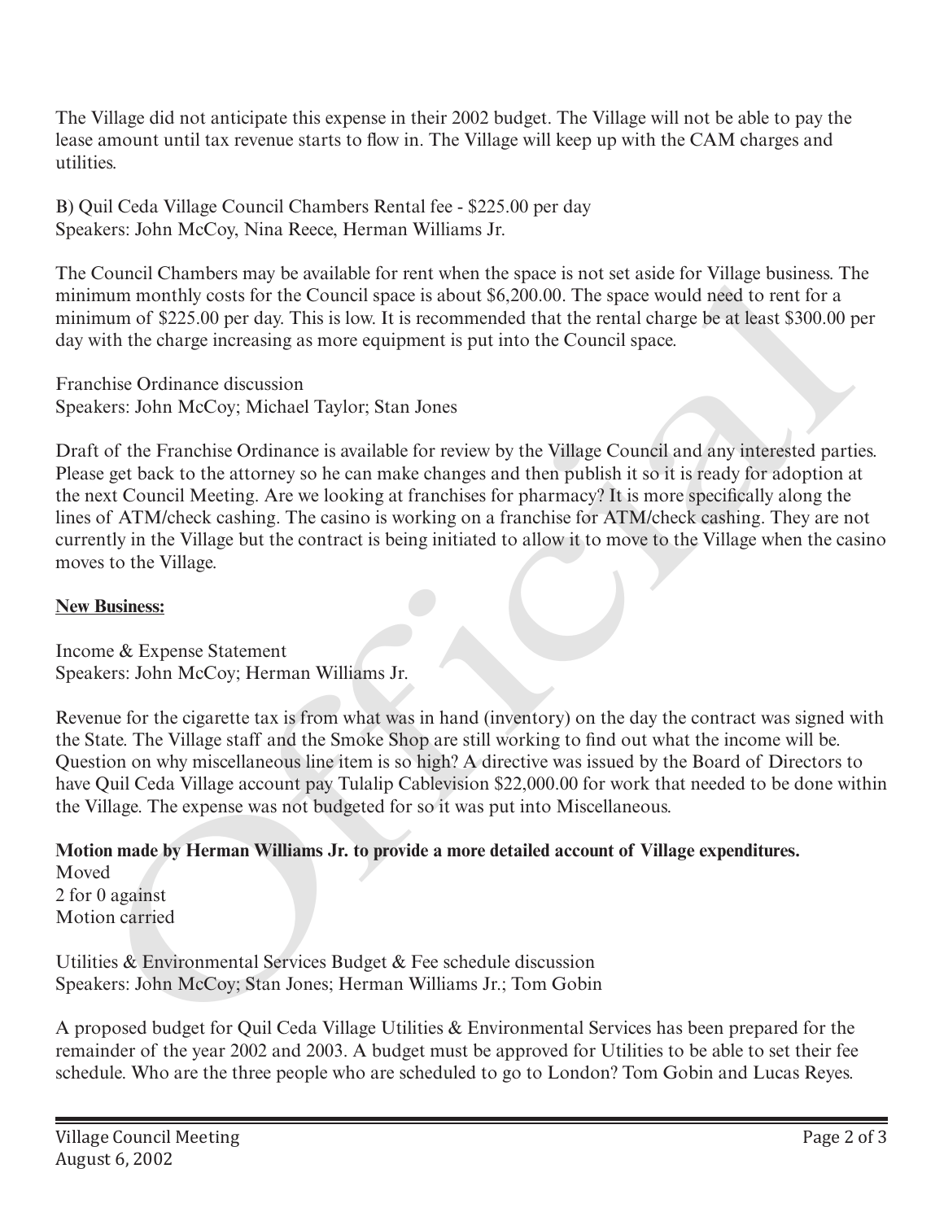The Village did not anticipate this expense in their 2002 budget. The Village will not be able to pay the lease amount until tax revenue starts to flow in. The Village will keep up with the CAM charges and utilities.

B) Quil Ceda Village Council Chambers Rental fee - $225.00 per day
Speakers: John McCoy, Nina Reece, Herman Williams Jr.

The Council Chambers may be available for rent when the space is not set aside for Village business. The minimum monthly costs for the Council space is about $6,200.00. The space would need to rent for a minimum of $225.00 per day. This is low. It is recommended that the rental charge be at least $300.00 per day with the charge increasing as more equipment is put into the Council space.

Franchise Ordinance discussion
Speakers: John McCoy; Michael Taylor; Stan Jones

Draft of the Franchise Ordinance is available for review by the Village Council and any interested parties. Please get back to the attorney so he can make changes and then publish it so it is ready for adoption at the next Council Meeting. Are we looking at franchises for pharmacy? It is more specifically along the lines of ATM/check cashing. The casino is working on a franchise for ATM/check cashing. They are not currently in the Village but the contract is being initiated to allow it to move to the Village when the casino moves to the Village.

**New Business:**

Income & Expense Statement
Speakers: John McCoy; Herman Williams Jr.

Revenue for the cigarette tax is from what was in hand (inventory) on the day the contract was signed with the State. The Village staff and the Smoke Shop are still working to find out what the income will be. Question on why miscellaneous line item is so high? A directive was issued by the Board of Directors to have Quil Ceda Village account pay Tulalip Cablevision $22,000.00 for work that needed to be done within the Village. The expense was not budgeted for so it was put into Miscellaneous.

**Motion made by Herman Williams Jr. to provide a more detailed account of Village expenditures.**
Moved
2 for 0 against
Motion carried

Utilities & Environmental Services Budget & Fee schedule discussion
Speakers: John McCoy; Stan Jones; Herman Williams Jr.; Tom Gobin

A proposed budget for Quil Ceda Village Utilities & Environmental Services has been prepared for the remainder of the year 2002 and 2003. A budget must be approved for Utilities to be able to set their fee schedule. Who are the three people who are scheduled to go to London? Tom Gobin and Lucas Reyes.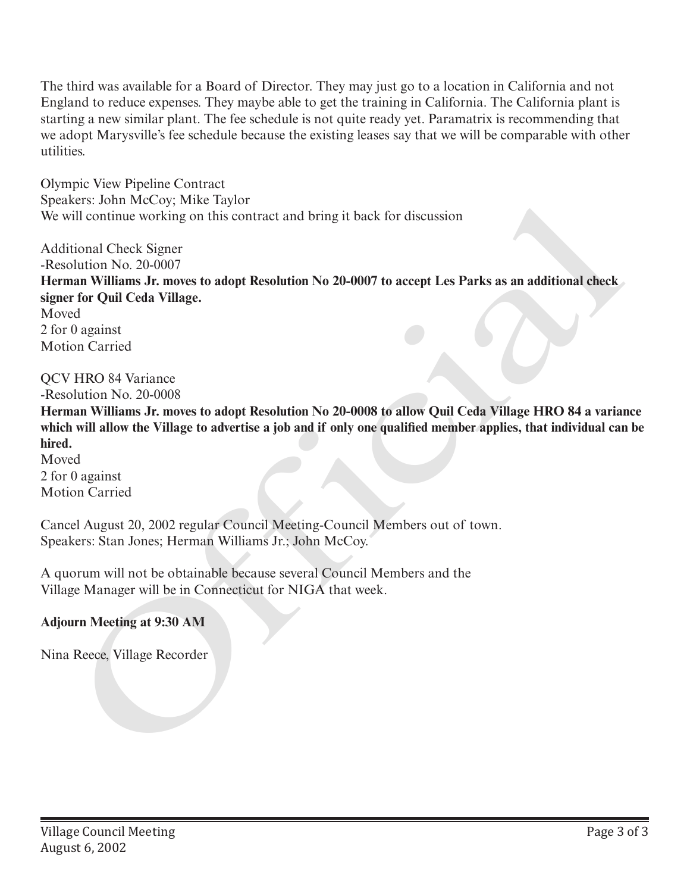The third was available for a Board of Director. They may just go to a location in California and not England to reduce expenses. They maybe able to get the training in California. The California plant is starting a new similar plant. The fee schedule is not quite ready yet. Paramatrix is recommending that we adopt Marysville's fee schedule because the existing leases say that we will be comparable with other utilities.

Olympic View Pipeline Contract
Speakers: John McCoy; Mike Taylor
We will continue working on this contract and bring it back for discussion

Additional Check Signer
-Resolution No. 20-0007
**Herman Williams Jr. moves to adopt Resolution No 20-0007 to accept Les Parks as an additional check signer for Quil Ceda Village.**
Moved
2 for 0 against
Motion Carried

QCV HRO 84 Variance
-Resolution No. 20-0008
**Herman Williams Jr. moves to adopt Resolution No 20-0008 to allow Quil Ceda Village HRO 84 a variance which will allow the Village to advertise a job and if only one qualified member applies, that individual can be hired.**
Moved
2 for 0 against
Motion Carried

Cancel August 20, 2002 regular Council Meeting-Council Members out of town.
Speakers: Stan Jones; Herman Williams Jr.; John McCoy.

A quorum will not be obtainable because several Council Members and the Village Manager will be in Connecticut for NIGA that week.

**Adjourn Meeting at 9:30 AM**

Nina Reece, Village Recorder